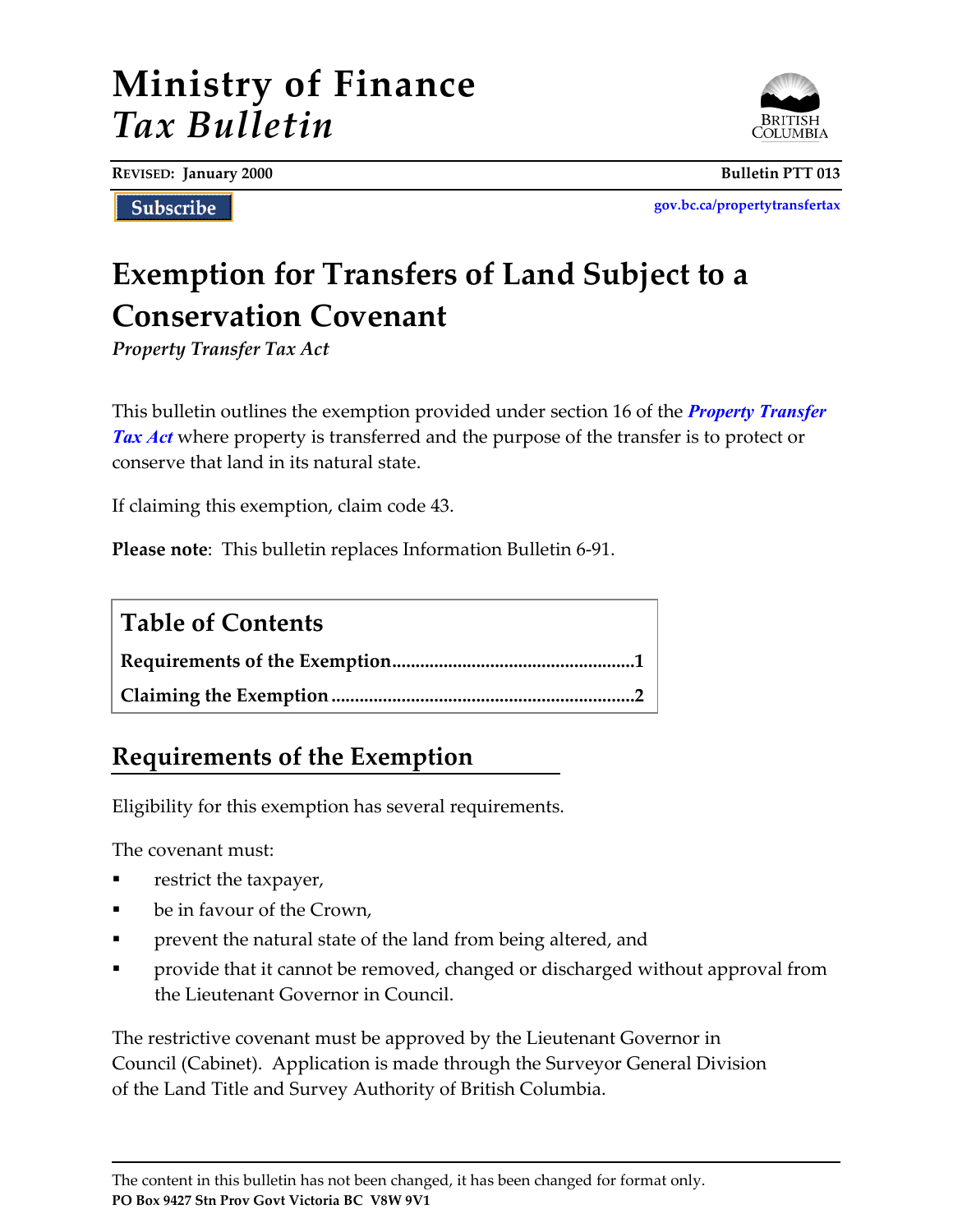# Ministry of Finance
## *Tax Bulletin*

**REVISED: January 2000** **Bulletin PTT 013**

Subscribe

gov.bc.ca/propertytransfertax

# Exemption for Transfers of Land Subject to a Conservation Covenant

*Property Transfer Tax Act*

This bulletin outlines the exemption provided under section 16 of the ***Property Transfer Tax Act*** where property is transferred and the purpose of the transfer is to protect or conserve that land in its natural state.

If claiming this exemption, claim code 43.

**Please note**: This bulletin replaces Information Bulletin 6-91.

## Table of Contents

**Requirements of the Exemption**....................................................1

**Claiming the Exemption**.................................................................2

## Requirements of the Exemption

Eligibility for this exemption has several requirements.

The covenant must:

- restrict the taxpayer,
- be in favour of the Crown,
- prevent the natural state of the land from being altered, and
- provide that it cannot be removed, changed or discharged without approval from the Lieutenant Governor in Council.

The restrictive covenant must be approved by the Lieutenant Governor in Council (Cabinet). Application is made through the Surveyor General Division of the Land Title and Survey Authority of British Columbia.

The content in this bulletin has not been changed, it has been changed for format only.

**PO Box 9427 Stn Prov Govt Victoria BC V8W 9V1**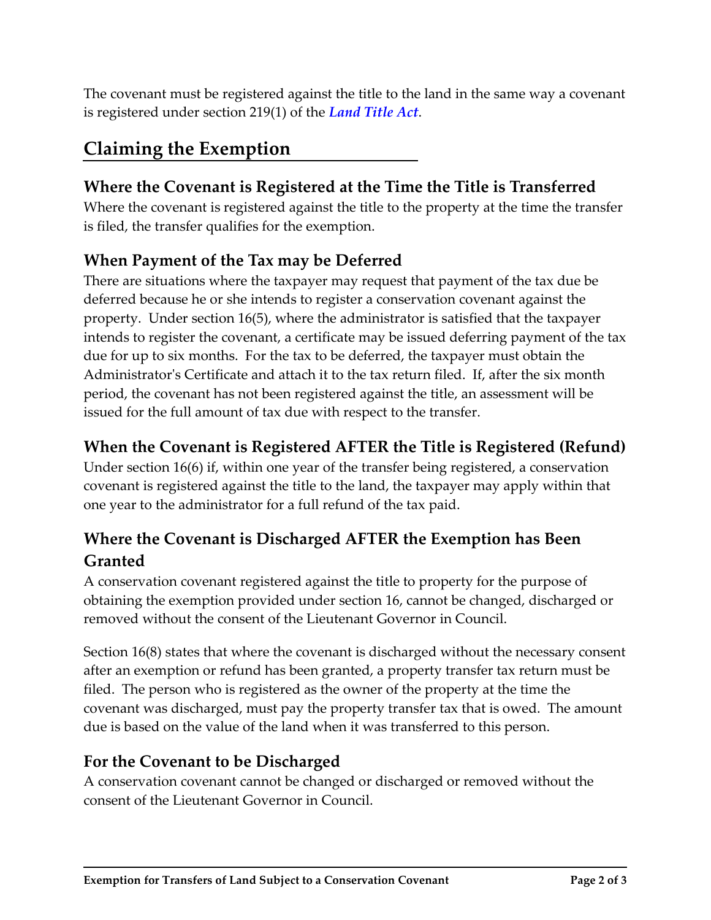The covenant must be registered against the title to the land in the same way a covenant is registered under section 219(1) of the ***Land Title Act***.

## Claiming the Exemption

### Where the Covenant is Registered at the Time the Title is Transferred

Where the covenant is registered against the title to the property at the time the transfer is filed, the transfer qualifies for the exemption.

### When Payment of the Tax may be Deferred

There are situations where the taxpayer may request that payment of the tax due be deferred because he or she intends to register a conservation covenant against the property. Under section 16(5), where the administrator is satisfied that the taxpayer intends to register the covenant, a certificate may be issued deferring payment of the tax due for up to six months. For the tax to be deferred, the taxpayer must obtain the Administrator's Certificate and attach it to the tax return filed. If, after the six month period, the covenant has not been registered against the title, an assessment will be issued for the full amount of tax due with respect to the transfer.

### When the Covenant is Registered AFTER the Title is Registered (Refund)

Under section 16(6) if, within one year of the transfer being registered, a conservation covenant is registered against the title to the land, the taxpayer may apply within that one year to the administrator for a full refund of the tax paid.

### Where the Covenant is Discharged AFTER the Exemption has Been Granted

A conservation covenant registered against the title to property for the purpose of obtaining the exemption provided under section 16, cannot be changed, discharged or removed without the consent of the Lieutenant Governor in Council.

Section 16(8) states that where the covenant is discharged without the necessary consent after an exemption or refund has been granted, a property transfer tax return must be filed. The person who is registered as the owner of the property at the time the covenant was discharged, must pay the property transfer tax that is owed. The amount due is based on the value of the land when it was transferred to this person.

### For the Covenant to be Discharged

A conservation covenant cannot be changed or discharged or removed without the consent of the Lieutenant Governor in Council.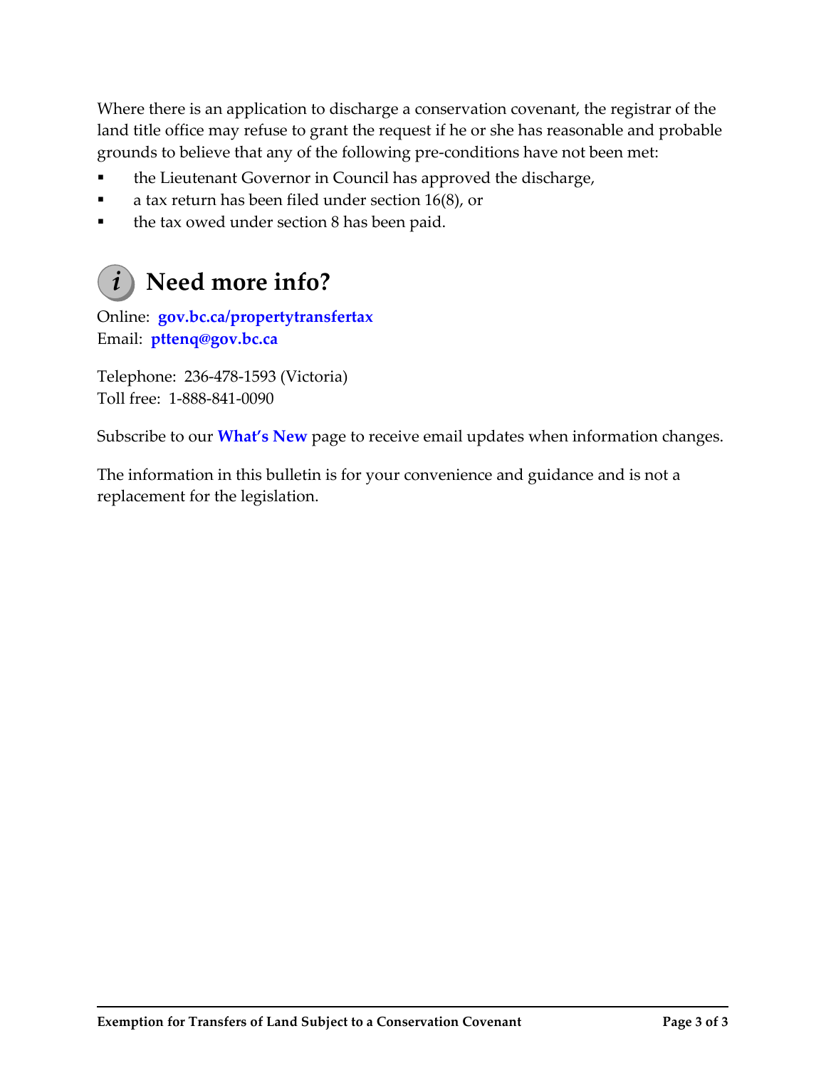Where there is an application to discharge a conservation covenant, the registrar of the land title office may refuse to grant the request if he or she has reasonable and probable grounds to believe that any of the following pre-conditions have not been met:

- the Lieutenant Governor in Council has approved the discharge,
- a tax return has been filed under section 16(8), or
- the tax owed under section 8 has been paid.

## Need more info?

Online: **gov.bc.ca/propertytransfertax**
Email: **pttenq@gov.bc.ca**

Telephone: 236-478-1593 (Victoria)
Toll free: 1-888-841-0090

Subscribe to our **What's New** page to receive email updates when information changes.

The information in this bulletin is for your convenience and guidance and is not a replacement for the legislation.